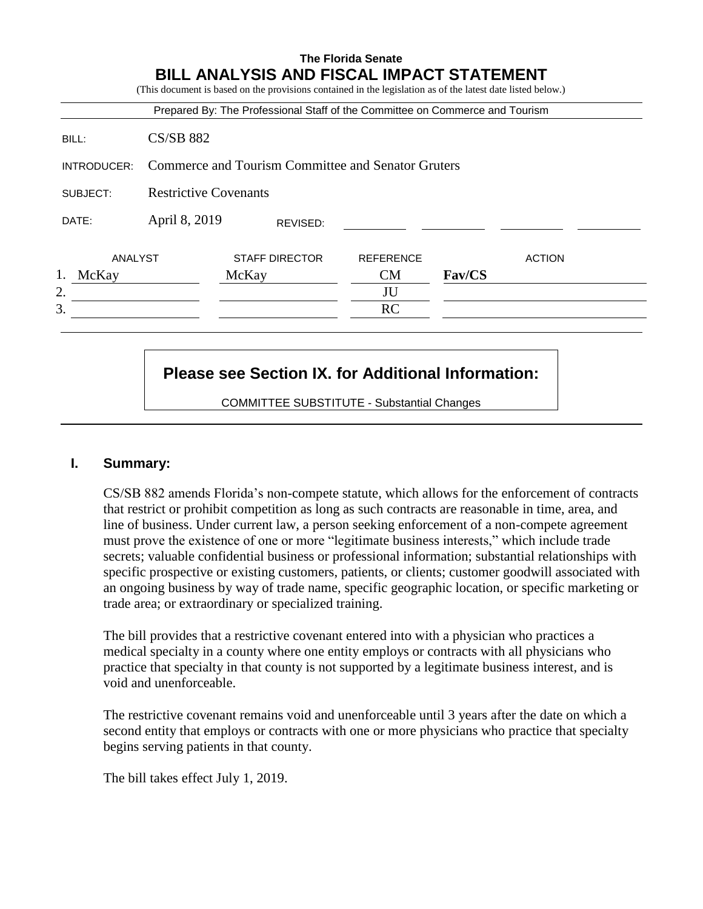**The Florida Senate**

# BILL ANALYSIS AND FISCAL IMPACT STATEMENT

(This document is based on the provisions contained in the legislation as of the latest date listed below.)

Prepared By: The Professional Staff of the Committee on Commerce and Tourism

| | |
|---|---|
| BILL: | CS/SB 882 |
| INTRODUCER: | Commerce and Tourism Committee and Senator Gruters |
| SUBJECT: | Restrictive Covenants |
| DATE: | April 8, 2019 REVISED: |

| | ANALYST | STAFF DIRECTOR | REFERENCE | ACTION |
|---|---|---|---|---|
| 1. | McKay | McKay | CM | **Fav/CS** |
| 2. | | | JU | |
| 3. | | | RC | |

**Please see Section IX. for Additional Information:**

COMMITTEE SUBSTITUTE - Substantial Changes

## I. Summary:

CS/SB 882 amends Florida's non-compete statute, which allows for the enforcement of contracts that restrict or prohibit competition as long as such contracts are reasonable in time, area, and line of business. Under current law, a person seeking enforcement of a non-compete agreement must prove the existence of one or more "legitimate business interests," which include trade secrets; valuable confidential business or professional information; substantial relationships with specific prospective or existing customers, patients, or clients; customer goodwill associated with an ongoing business by way of trade name, specific geographic location, or specific marketing or trade area; or extraordinary or specialized training.

The bill provides that a restrictive covenant entered into with a physician who practices a medical specialty in a county where one entity employs or contracts with all physicians who practice that specialty in that county is not supported by a legitimate business interest, and is void and unenforceable.

The restrictive covenant remains void and unenforceable until 3 years after the date on which a second entity that employs or contracts with one or more physicians who practice that specialty begins serving patients in that county.

The bill takes effect July 1, 2019.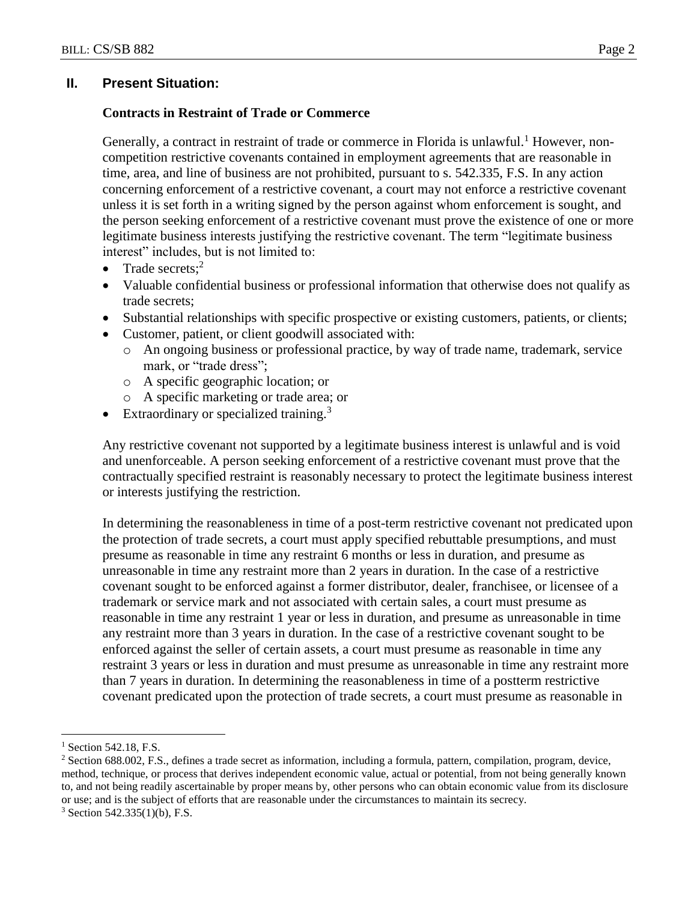## II. Present Situation:

### Contracts in Restraint of Trade or Commerce

Generally, a contract in restraint of trade or commerce in Florida is unlawful.[1] However, non-competition restrictive covenants contained in employment agreements that are reasonable in time, area, and line of business are not prohibited, pursuant to s. 542.335, F.S. In any action concerning enforcement of a restrictive covenant, a court may not enforce a restrictive covenant unless it is set forth in a writing signed by the person against whom enforcement is sought, and the person seeking enforcement of a restrictive covenant must prove the existence of one or more legitimate business interests justifying the restrictive covenant. The term "legitimate business interest" includes, but is not limited to:

- Trade secrets;[2]
- Valuable confidential business or professional information that otherwise does not qualify as trade secrets;
- Substantial relationships with specific prospective or existing customers, patients, or clients;
- Customer, patient, or client goodwill associated with:
  - An ongoing business or professional practice, by way of trade name, trademark, service mark, or "trade dress";
  - A specific geographic location; or
  - A specific marketing or trade area; or
- Extraordinary or specialized training.[3]

Any restrictive covenant not supported by a legitimate business interest is unlawful and is void and unenforceable. A person seeking enforcement of a restrictive covenant must prove that the contractually specified restraint is reasonably necessary to protect the legitimate business interest or interests justifying the restriction.

In determining the reasonableness in time of a post-term restrictive covenant not predicated upon the protection of trade secrets, a court must apply specified rebuttable presumptions, and must presume as reasonable in time any restraint 6 months or less in duration, and presume as unreasonable in time any restraint more than 2 years in duration. In the case of a restrictive covenant sought to be enforced against a former distributor, dealer, franchisee, or licensee of a trademark or service mark and not associated with certain sales, a court must presume as reasonable in time any restraint 1 year or less in duration, and presume as unreasonable in time any restraint more than 3 years in duration. In the case of a restrictive covenant sought to be enforced against the seller of certain assets, a court must presume as reasonable in time any restraint 3 years or less in duration and must presume as unreasonable in time any restraint more than 7 years in duration. In determining the reasonableness in time of a postterm restrictive covenant predicated upon the protection of trade secrets, a court must presume as reasonable in

---

[1] Section 542.18, F.S.

[2] Section 688.002, F.S., defines a trade secret as information, including a formula, pattern, compilation, program, device, method, technique, or process that derives independent economic value, actual or potential, from not being generally known to, and not being readily ascertainable by proper means by, other persons who can obtain economic value from its disclosure or use; and is the subject of efforts that are reasonable under the circumstances to maintain its secrecy.

[3] Section 542.335(1)(b), F.S.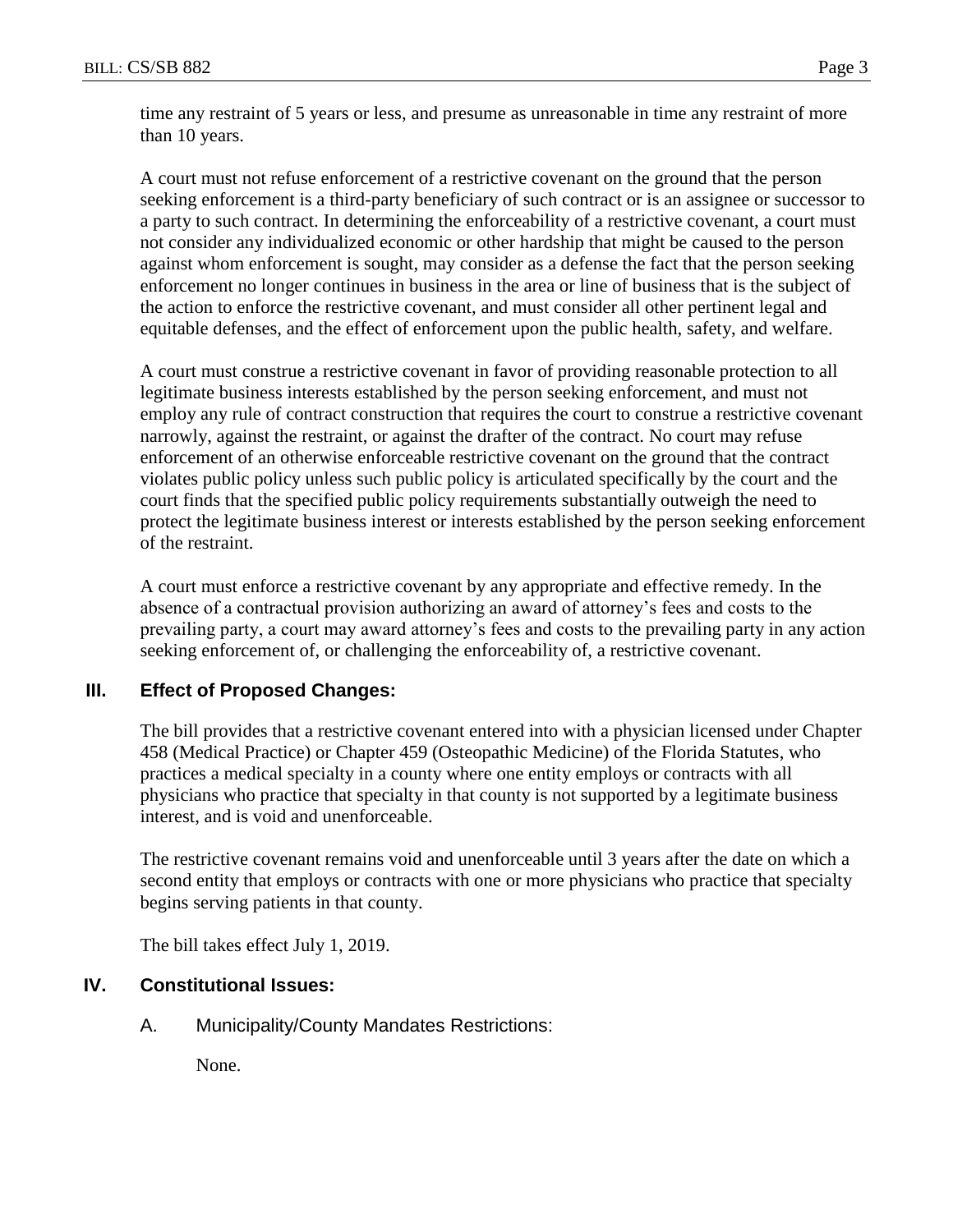time any restraint of 5 years or less, and presume as unreasonable in time any restraint of more than 10 years.

A court must not refuse enforcement of a restrictive covenant on the ground that the person seeking enforcement is a third-party beneficiary of such contract or is an assignee or successor to a party to such contract. In determining the enforceability of a restrictive covenant, a court must not consider any individualized economic or other hardship that might be caused to the person against whom enforcement is sought, may consider as a defense the fact that the person seeking enforcement no longer continues in business in the area or line of business that is the subject of the action to enforce the restrictive covenant, and must consider all other pertinent legal and equitable defenses, and the effect of enforcement upon the public health, safety, and welfare.

A court must construe a restrictive covenant in favor of providing reasonable protection to all legitimate business interests established by the person seeking enforcement, and must not employ any rule of contract construction that requires the court to construe a restrictive covenant narrowly, against the restraint, or against the drafter of the contract. No court may refuse enforcement of an otherwise enforceable restrictive covenant on the ground that the contract violates public policy unless such public policy is articulated specifically by the court and the court finds that the specified public policy requirements substantially outweigh the need to protect the legitimate business interest or interests established by the person seeking enforcement of the restraint.

A court must enforce a restrictive covenant by any appropriate and effective remedy. In the absence of a contractual provision authorizing an award of attorney's fees and costs to the prevailing party, a court may award attorney's fees and costs to the prevailing party in any action seeking enforcement of, or challenging the enforceability of, a restrictive covenant.

## III. Effect of Proposed Changes:

The bill provides that a restrictive covenant entered into with a physician licensed under Chapter 458 (Medical Practice) or Chapter 459 (Osteopathic Medicine) of the Florida Statutes, who practices a medical specialty in a county where one entity employs or contracts with all physicians who practice that specialty in that county is not supported by a legitimate business interest, and is void and unenforceable.

The restrictive covenant remains void and unenforceable until 3 years after the date on which a second entity that employs or contracts with one or more physicians who practice that specialty begins serving patients in that county.

The bill takes effect July 1, 2019.

## IV. Constitutional Issues:

### A. Municipality/County Mandates Restrictions:

None.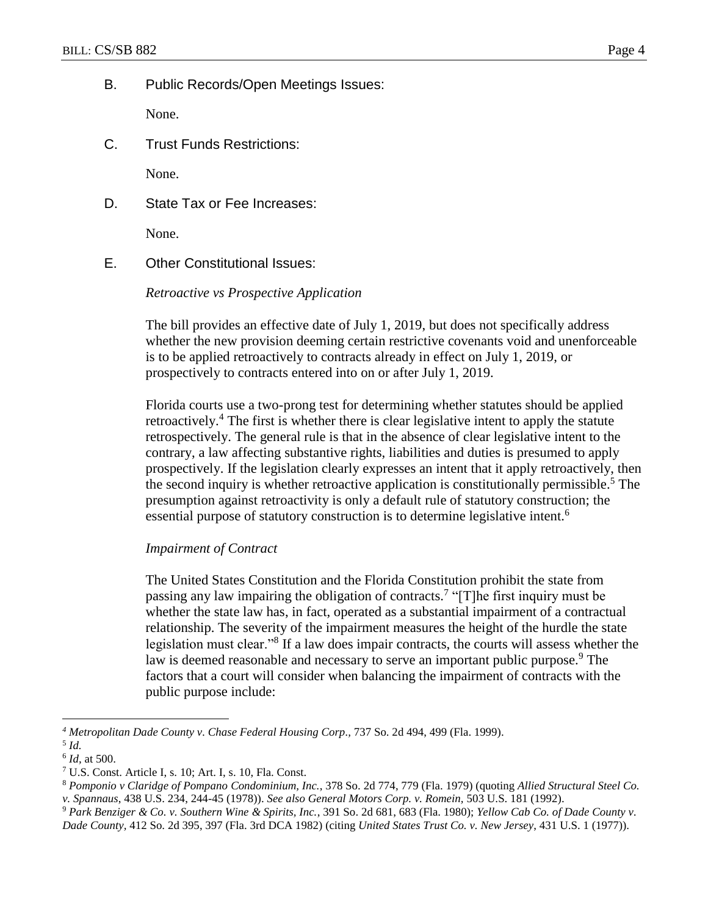B. Public Records/Open Meetings Issues:

None.

C. Trust Funds Restrictions:

None.

D. State Tax or Fee Increases:

None.

E. Other Constitutional Issues:

*Retroactive vs Prospective Application*

The bill provides an effective date of July 1, 2019, but does not specifically address whether the new provision deeming certain restrictive covenants void and unenforceable is to be applied retroactively to contracts already in effect on July 1, 2019, or prospectively to contracts entered into on or after July 1, 2019.

Florida courts use a two-prong test for determining whether statutes should be applied retroactively.[4] The first is whether there is clear legislative intent to apply the statute retrospectively. The general rule is that in the absence of clear legislative intent to the contrary, a law affecting substantive rights, liabilities and duties is presumed to apply prospectively. If the legislation clearly expresses an intent that it apply retroactively, then the second inquiry is whether retroactive application is constitutionally permissible.[5] The presumption against retroactivity is only a default rule of statutory construction; the essential purpose of statutory construction is to determine legislative intent.[6]

*Impairment of Contract*

The United States Constitution and the Florida Constitution prohibit the state from passing any law impairing the obligation of contracts.[7] "[T]he first inquiry must be whether the state law has, in fact, operated as a substantial impairment of a contractual relationship. The severity of the impairment measures the height of the hurdle the state legislation must clear."[8] If a law does impair contracts, the courts will assess whether the law is deemed reasonable and necessary to serve an important public purpose.[9] The factors that a court will consider when balancing the impairment of contracts with the public purpose include:

---

[4] *Metropolitan Dade County v. Chase Federal Housing Corp.*, 737 So. 2d 494, 499 (Fla. 1999).

[5] *Id.*

[6] *Id*, at 500.

[7] U.S. Const. Article I, s. 10; Art. I, s. 10, Fla. Const.

[8] *Pomponio v Claridge of Pompano Condominium, Inc.*, 378 So. 2d 774, 779 (Fla. 1979) (quoting *Allied Structural Steel Co. v. Spannaus*, 438 U.S. 234, 244-45 (1978)). *See also General Motors Corp. v. Romein*, 503 U.S. 181 (1992).

[9] *Park Benziger & Co. v. Southern Wine & Spirits, Inc.*, 391 So. 2d 681, 683 (Fla. 1980); *Yellow Cab Co. of Dade County v. Dade County*, 412 So. 2d 395, 397 (Fla. 3rd DCA 1982) (citing *United States Trust Co. v. New Jersey*, 431 U.S. 1 (1977)).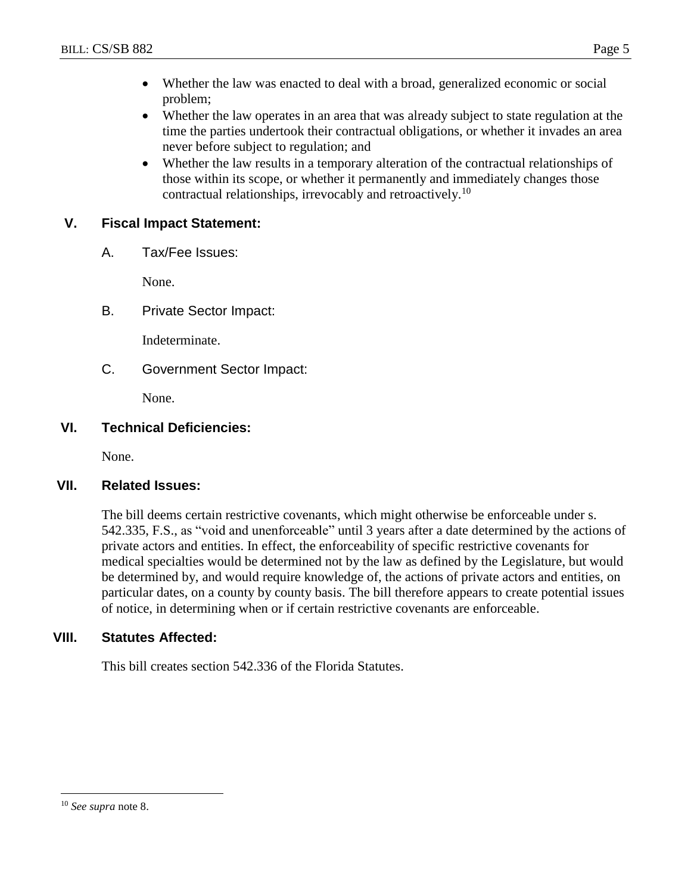- Whether the law was enacted to deal with a broad, generalized economic or social problem;
- Whether the law operates in an area that was already subject to state regulation at the time the parties undertook their contractual obligations, or whether it invades an area never before subject to regulation; and
- Whether the law results in a temporary alteration of the contractual relationships of those within its scope, or whether it permanently and immediately changes those contractual relationships, irrevocably and retroactively.[10]

## V. Fiscal Impact Statement:

### A. Tax/Fee Issues:

None.

### B. Private Sector Impact:

Indeterminate.

### C. Government Sector Impact:

None.

## VI. Technical Deficiencies:

None.

## VII. Related Issues:

The bill deems certain restrictive covenants, which might otherwise be enforceable under s. 542.335, F.S., as "void and unenforceable" until 3 years after a date determined by the actions of private actors and entities. In effect, the enforceability of specific restrictive covenants for medical specialties would be determined not by the law as defined by the Legislature, but would be determined by, and would require knowledge of, the actions of private actors and entities, on particular dates, on a county by county basis. The bill therefore appears to create potential issues of notice, in determining when or if certain restrictive covenants are enforceable.

## VIII. Statutes Affected:

This bill creates section 542.336 of the Florida Statutes.

---

[10] *See supra* note 8.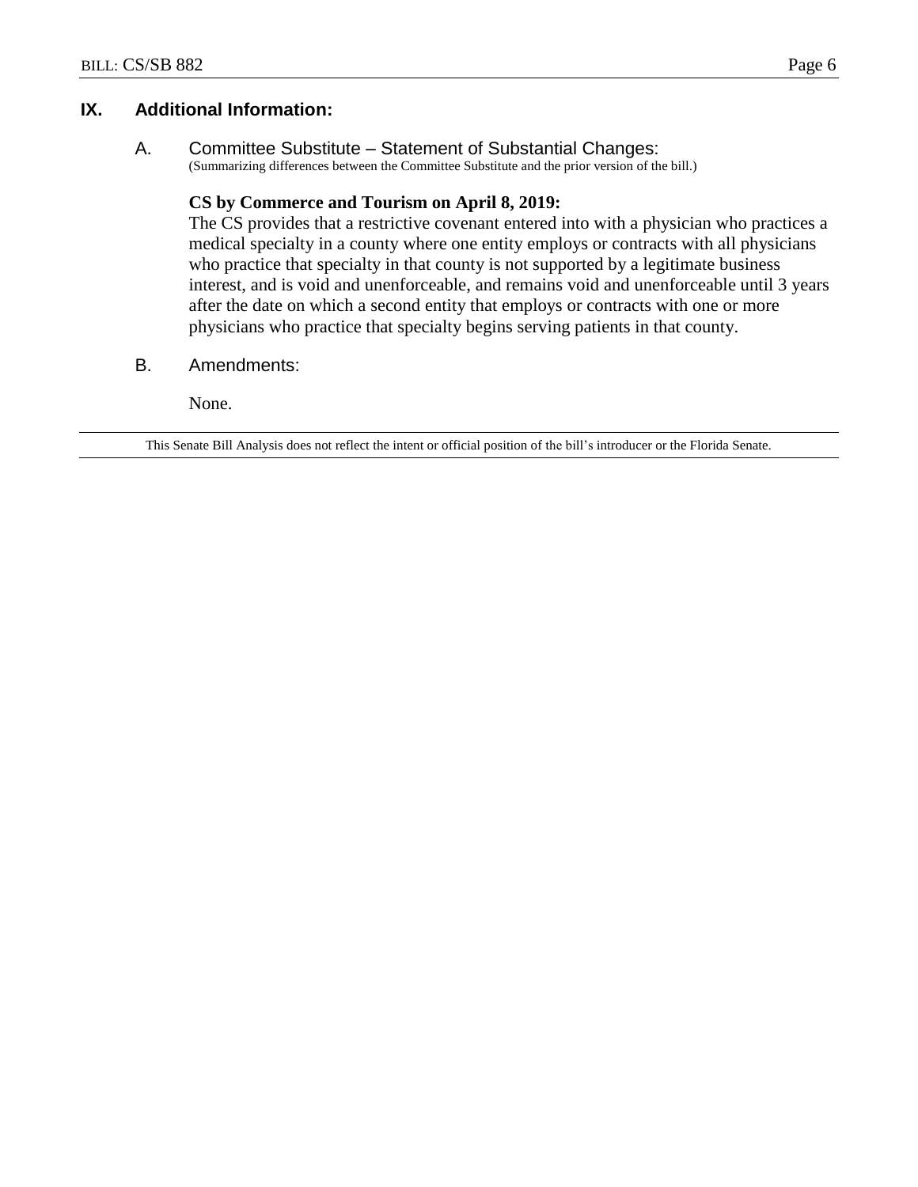## IX. Additional Information:

### A. Committee Substitute – Statement of Substantial Changes:

(Summarizing differences between the Committee Substitute and the prior version of the bill.)

**CS by Commerce and Tourism on April 8, 2019:**

The CS provides that a restrictive covenant entered into with a physician who practices a medical specialty in a county where one entity employs or contracts with all physicians who practice that specialty in that county is not supported by a legitimate business interest, and is void and unenforceable, and remains void and unenforceable until 3 years after the date on which a second entity that employs or contracts with one or more physicians who practice that specialty begins serving patients in that county.

### B. Amendments:

None.

This Senate Bill Analysis does not reflect the intent or official position of the bill's introducer or the Florida Senate.